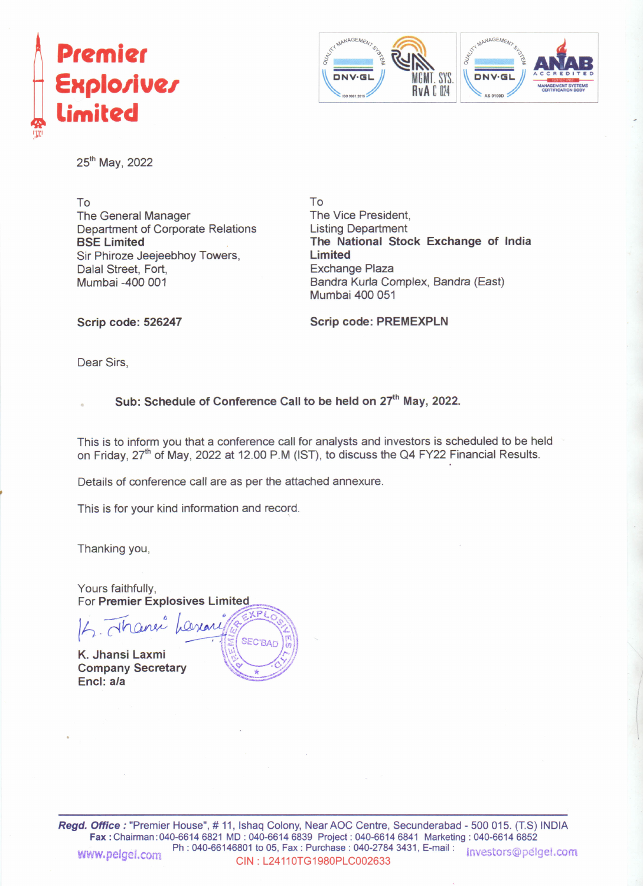# Premier Explosives Limited

25th May, 2022

| To | To |
|---|---|
| The General Manager | The Vice President, |
| Department of Corporate Relations | Listing Department |
| **BSE Limited** | **The National Stock Exchange of India Limited** |
| Sir Phiroze Jeejeebhoy Towers, | Exchange Plaza |
| Dalal Street, Fort, | Bandra Kurla Complex, Bandra (East) |
| Mumbai -400 001 | Mumbai 400 051 |
| **Scrip code: 526247** | **Scrip code: PREMEXPLN** |

Dear Sirs,

**Sub: Schedule of Conference Call to be held on 27th May, 2022.**

This is to inform you that a conference call for analysts and investors is scheduled to be held on Friday, 27th of May, 2022 at 12.00 P.M (IST), to discuss the Q4 FY22 Financial Results.

Details of conference call are as per the attached annexure.

This is for your kind information and record.

Thanking you,

Yours faithfully,
For **Premier Explosives Limited**

**K. Jhansi Laxmi**
**Company Secretary**
**Encl: a/a**

***Regd. Office :*** "Premier House", # 11, Ishaq Colony, Near AOC Centre, Secunderabad - 500 015. (T.S) INDIA
**Fax :** Chairman : 040-6614 6821 MD : 040-6614 6839 Project : 040-6614 6841 Marketing : 040-6614 6852
Ph : 040-66146801 to 05, Fax : Purchase : 040-2784 3431, E-mail : investors@pelgel.com
www.pelgel.com
CIN : L24110TG1980PLC002633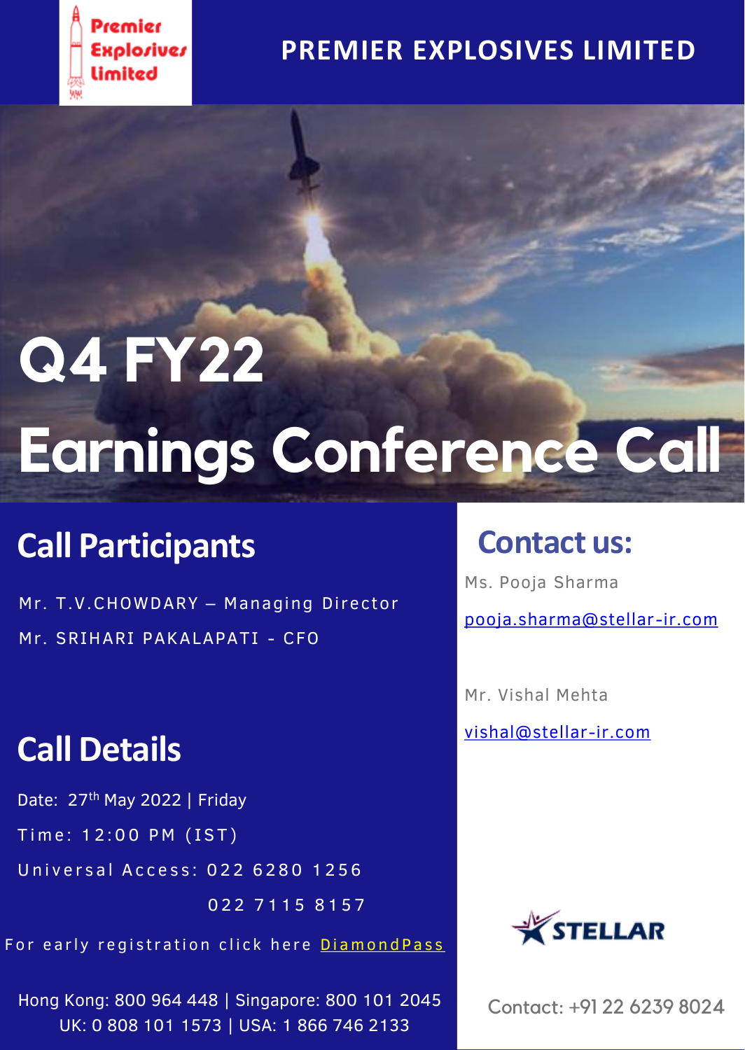Premier Explosives Limited

# PREMIER EXPLOSIVES LIMITED

# Q4 FY22 Earnings Conference Call

## Call Participants

Mr. T.V.CHOWDARY – Managing Director

Mr. SRIHARI PAKALAPATI - CFO

## Call Details

Date: 27th May 2022 | Friday

Time: 12:00 PM (IST)

Universal Access: 022 6280 1256

022 7115 8157

For early registration click here DiamondPass

Hong Kong: 800 964 448 | Singapore: 800 101 2045

UK: 0 808 101 1573 | USA: 1 866 746 2133

## Contact us:

Ms. Pooja Sharma

pooja.sharma@stellar-ir.com

Mr. Vishal Mehta

vishal@stellar-ir.com

STELLAR

Contact: +91 22 6239 8024